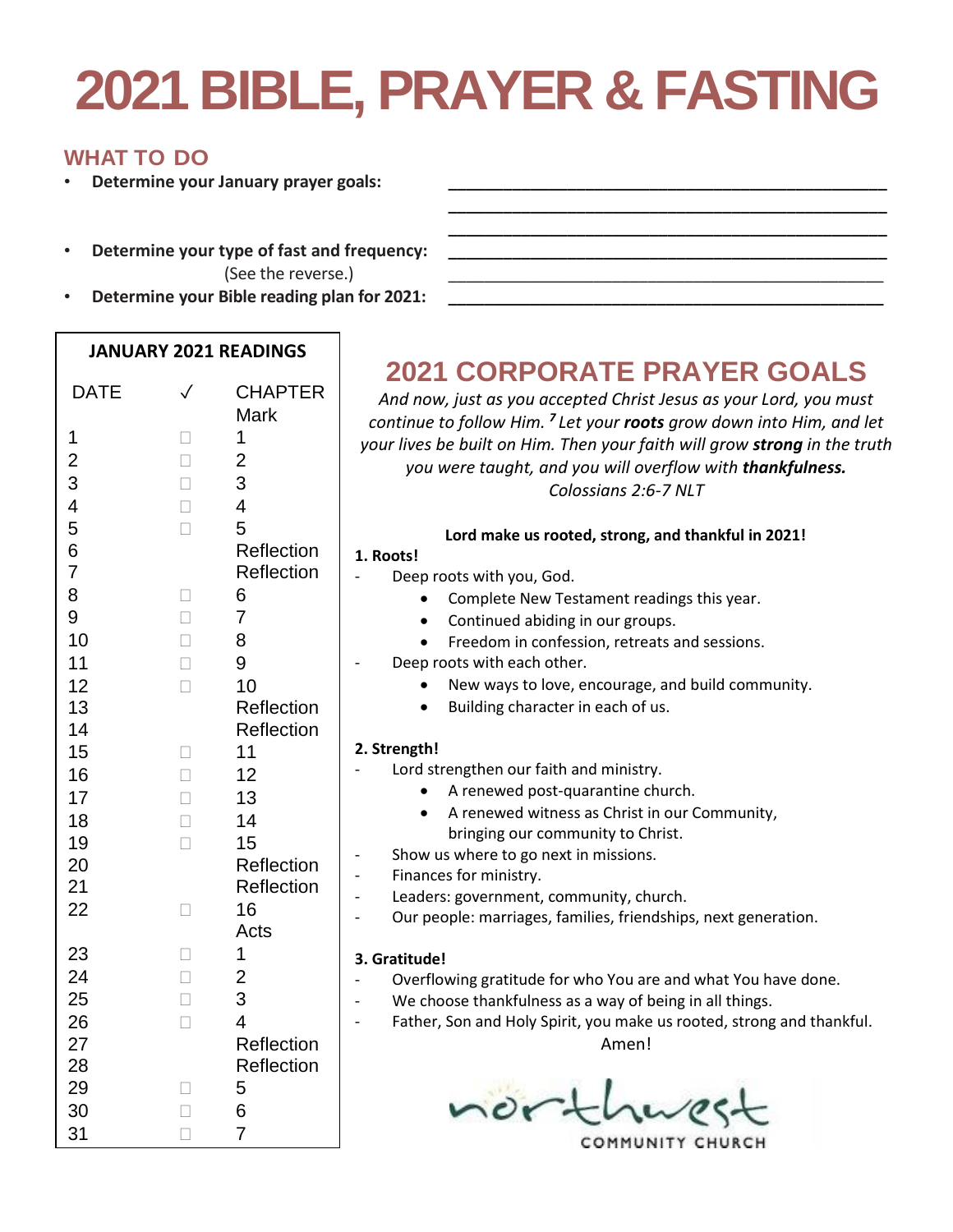# 2021 BIBLE, PRAYER & FASTING

## WHAT TO DO

- **Determine your January prayer goals:** ______________________________________________
  ______________________________________________
  ______________________________________________
- **Determine your type of fast and frequency:** ______________________________________________
  (See the reverse.) ______________________________________________
- **Determine your Bible reading plan for 2021:** ______________________________________________

### JANUARY 2021 READINGS

| DATE | ✓ | CHAPTER |
|---|---|---|
| | | Mark |
| 1 | ☐ | 1 |
| 2 | ☐ | 2 |
| 3 | ☐ | 3 |
| 4 | ☐ | 4 |
| 5 | ☐ | 5 |
| 6 | | Reflection |
| 7 | | Reflection |
| 8 | ☐ | 6 |
| 9 | ☐ | 7 |
| 10 | ☐ | 8 |
| 11 | ☐ | 9 |
| 12 | ☐ | 10 |
| 13 | | Reflection |
| 14 | | Reflection |
| 15 | ☐ | 11 |
| 16 | ☐ | 12 |
| 17 | ☐ | 13 |
| 18 | ☐ | 14 |
| 19 | ☐ | 15 |
| 20 | | Reflection |
| 21 | | Reflection |
| 22 | ☐ | 16 |
| | | Acts |
| 23 | ☐ | 1 |
| 24 | ☐ | 2 |
| 25 | ☐ | 3 |
| 26 | ☐ | 4 |
| 27 | | Reflection |
| 28 | | Reflection |
| 29 | ☐ | 5 |
| 30 | ☐ | 6 |
| 31 | ☐ | 7 |

## 2021 CORPORATE PRAYER GOALS

*And now, just as you accepted Christ Jesus as your Lord, you must continue to follow Him. [7] Let your **roots** grow down into Him, and let your lives be built on Him. Then your faith will grow **strong** in the truth you were taught, and you will overflow with **thankfulness.***
*Colossians 2:6-7 NLT*

**Lord make us rooted, strong, and thankful in 2021!**

**1. Roots!**

- Deep roots with you, God.
  - Complete New Testament readings this year.
  - Continued abiding in our groups.
  - Freedom in confession, retreats and sessions.
- Deep roots with each other.
  - New ways to love, encourage, and build community.
  - Building character in each of us.

**2. Strength!**

- Lord strengthen our faith and ministry.
  - A renewed post-quarantine church.
  - A renewed witness as Christ in our Community, bringing our community to Christ.
- Show us where to go next in missions.
- Finances for ministry.
- Leaders: government, community, church.
- Our people: marriages, families, friendships, next generation.

**3. Gratitude!**

- Overflowing gratitude for who You are and what You have done.
- We choose thankfulness as a way of being in all things.
- Father, Son and Holy Spirit, you make us rooted, strong and thankful.

Amen!

northwest
COMMUNITY CHURCH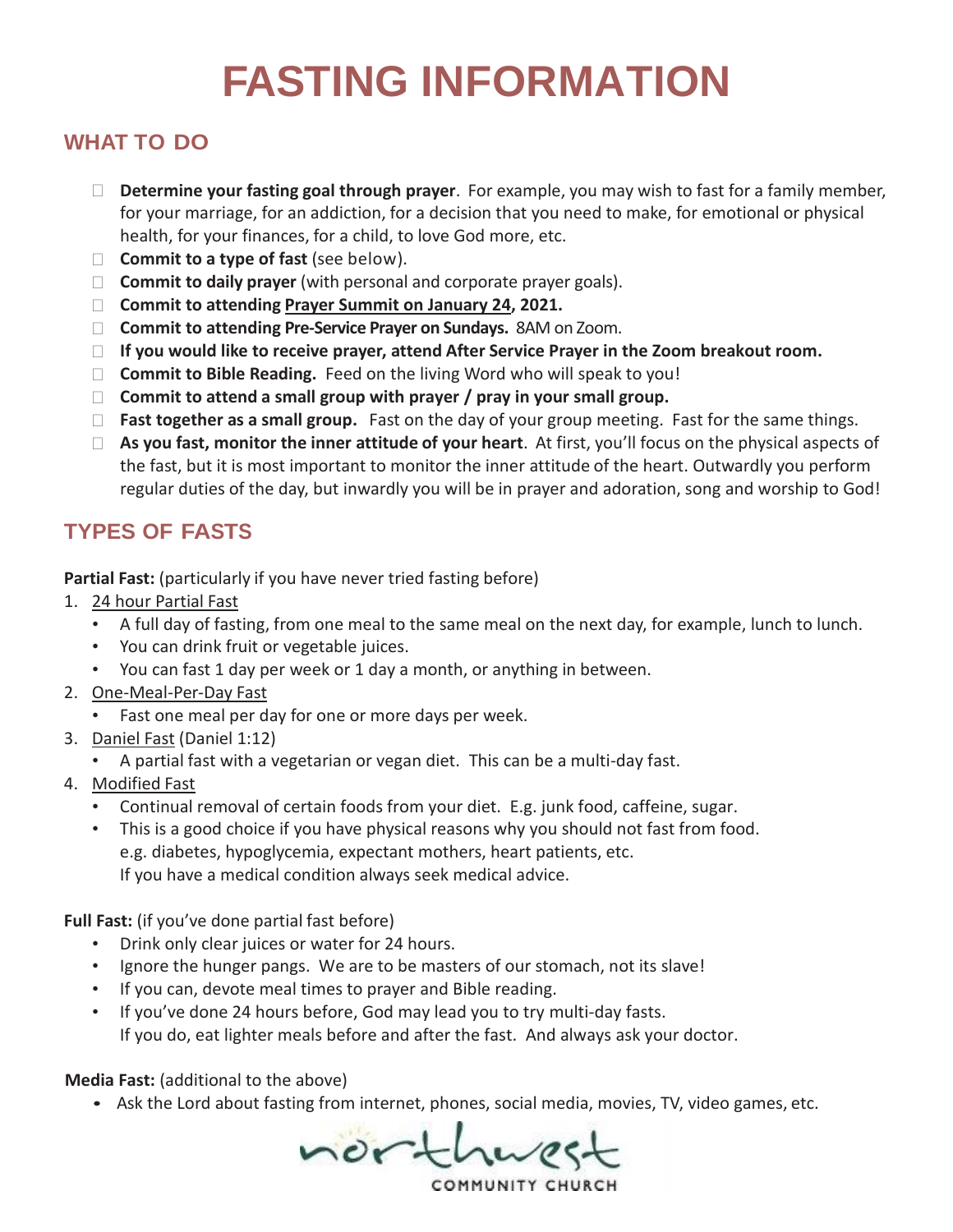# FASTING INFORMATION

## WHAT TO DO

- **Determine your fasting goal through prayer**. For example, you may wish to fast for a family member, for your marriage, for an addiction, for a decision that you need to make, for emotional or physical health, for your finances, for a child, to love God more, etc.
- **Commit to a type of fast** (see below).
- **Commit to daily prayer** (with personal and corporate prayer goals).
- **Commit to attending <u>Prayer Summit on January 24</u>, 2021.**
- **Commit to attending Pre-Service Prayer on Sundays.** 8AM on Zoom.
- **If you would like to receive prayer, attend After Service Prayer in the Zoom breakout room.**
- **Commit to Bible Reading.** Feed on the living Word who will speak to you!
- **Commit to attend a small group with prayer / pray in your small group.**
- **Fast together as a small group.** Fast on the day of your group meeting. Fast for the same things.
- **As you fast, monitor the inner attitude of your heart**. At first, you'll focus on the physical aspects of the fast, but it is most important to monitor the inner attitude of the heart. Outwardly you perform regular duties of the day, but inwardly you will be in prayer and adoration, song and worship to God!

## TYPES OF FASTS

**Partial Fast:** (particularly if you have never tried fasting before)

1. <u>24 hour Partial Fast</u>
   - A full day of fasting, from one meal to the same meal on the next day, for example, lunch to lunch.
   - You can drink fruit or vegetable juices.
   - You can fast 1 day per week or 1 day a month, or anything in between.
2. <u>One-Meal-Per-Day Fast</u>
   - Fast one meal per day for one or more days per week.
3. <u>Daniel Fast</u> (Daniel 1:12)
   - A partial fast with a vegetarian or vegan diet. This can be a multi-day fast.
4. <u>Modified Fast</u>
   - Continual removal of certain foods from your diet. E.g. junk food, caffeine, sugar.
   - This is a good choice if you have physical reasons why you should not fast from food. e.g. diabetes, hypoglycemia, expectant mothers, heart patients, etc. If you have a medical condition always seek medical advice.

**Full Fast:** (if you've done partial fast before)

- Drink only clear juices or water for 24 hours.
- Ignore the hunger pangs. We are to be masters of our stomach, not its slave!
- If you can, devote meal times to prayer and Bible reading.
- If you've done 24 hours before, God may lead you to try multi-day fasts. If you do, eat lighter meals before and after the fast. And always ask your doctor.

**Media Fast:** (additional to the above)

- Ask the Lord about fasting from internet, phones, social media, movies, TV, video games, etc.

northwest
COMMUNITY CHURCH